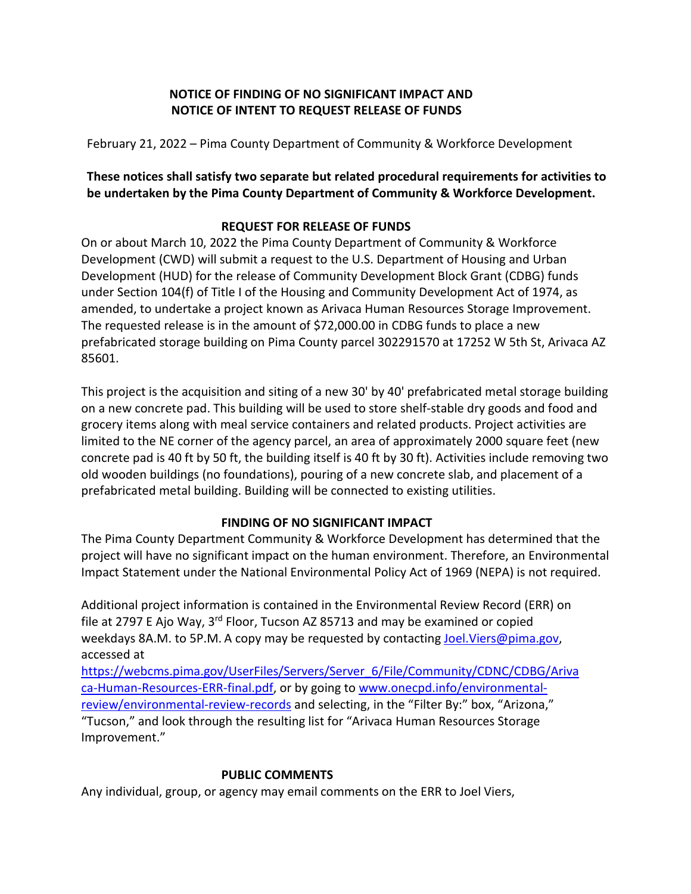# NOTICE OF FINDING OF NO SIGNIFICANT IMPACT AND NOTICE OF INTENT TO REQUEST RELEASE OF FUNDS

February 21, 2022 – Pima County Department of Community & Workforce Development

**These notices shall satisfy two separate but related procedural requirements for activities to be undertaken by the Pima County Department of Community & Workforce Development.**

## REQUEST FOR RELEASE OF FUNDS

On or about March 10, 2022 the Pima County Department of Community & Workforce Development (CWD) will submit a request to the U.S. Department of Housing and Urban Development (HUD) for the release of Community Development Block Grant (CDBG) funds under Section 104(f) of Title I of the Housing and Community Development Act of 1974, as amended, to undertake a project known as Arivaca Human Resources Storage Improvement. The requested release is in the amount of $72,000.00 in CDBG funds to place a new prefabricated storage building on Pima County parcel 302291570 at 17252 W 5th St, Arivaca AZ 85601.

This project is the acquisition and siting of a new 30' by 40' prefabricated metal storage building on a new concrete pad. This building will be used to store shelf-stable dry goods and food and grocery items along with meal service containers and related products. Project activities are limited to the NE corner of the agency parcel, an area of approximately 2000 square feet (new concrete pad is 40 ft by 50 ft, the building itself is 40 ft by 30 ft). Activities include removing two old wooden buildings (no foundations), pouring of a new concrete slab, and placement of a prefabricated metal building. Building will be connected to existing utilities.

## FINDING OF NO SIGNIFICANT IMPACT

The Pima County Department Community & Workforce Development has determined that the project will have no significant impact on the human environment. Therefore, an Environmental Impact Statement under the National Environmental Policy Act of 1969 (NEPA) is not required.

Additional project information is contained in the Environmental Review Record (ERR) on file at 2797 E Ajo Way, 3rd Floor, Tucson AZ 85713 and may be examined or copied weekdays 8A.M. to 5P.M. A copy may be requested by contacting Joel.Viers@pima.gov, accessed at https://webcms.pima.gov/UserFiles/Servers/Server_6/File/Community/CDNC/CDBG/Arivaca-Human-Resources-ERR-final.pdf, or by going to www.onecpd.info/environmental-review/environmental-review-records and selecting, in the "Filter By:" box, "Arizona," "Tucson," and look through the resulting list for "Arivaca Human Resources Storage Improvement."

## PUBLIC COMMENTS

Any individual, group, or agency may email comments on the ERR to Joel Viers,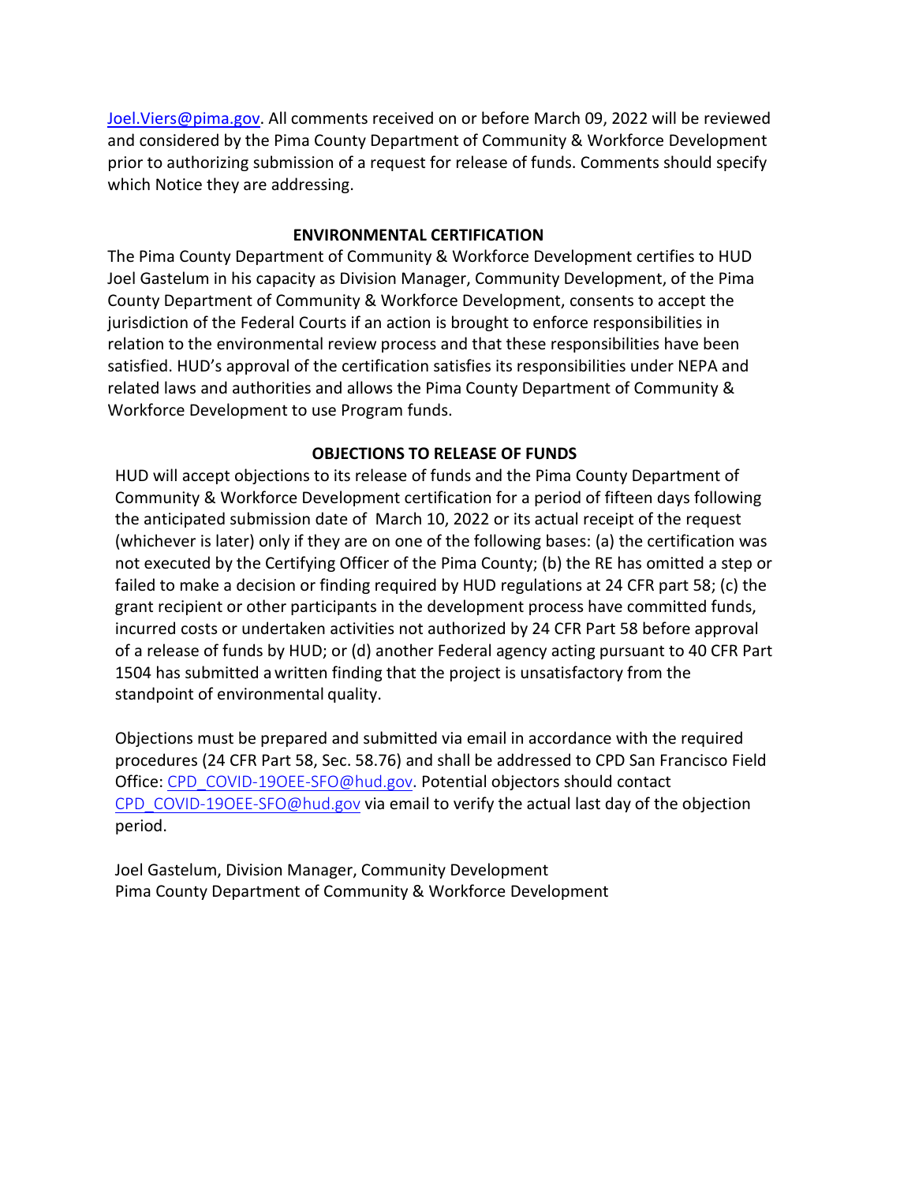Joel.Viers@pima.gov. All comments received on or before March 09, 2022 will be reviewed and considered by the Pima County Department of Community & Workforce Development prior to authorizing submission of a request for release of funds. Comments should specify which Notice they are addressing.

## ENVIRONMENTAL CERTIFICATION

The Pima County Department of Community & Workforce Development certifies to HUD Joel Gastelum in his capacity as Division Manager, Community Development, of the Pima County Department of Community & Workforce Development, consents to accept the jurisdiction of the Federal Courts if an action is brought to enforce responsibilities in relation to the environmental review process and that these responsibilities have been satisfied. HUD's approval of the certification satisfies its responsibilities under NEPA and related laws and authorities and allows the Pima County Department of Community & Workforce Development to use Program funds.

## OBJECTIONS TO RELEASE OF FUNDS

HUD will accept objections to its release of funds and the Pima County Department of Community & Workforce Development certification for a period of fifteen days following the anticipated submission date of March 10, 2022 or its actual receipt of the request (whichever is later) only if they are on one of the following bases: (a) the certification was not executed by the Certifying Officer of the Pima County; (b) the RE has omitted a step or failed to make a decision or finding required by HUD regulations at 24 CFR part 58; (c) the grant recipient or other participants in the development process have committed funds, incurred costs or undertaken activities not authorized by 24 CFR Part 58 before approval of a release of funds by HUD; or (d) another Federal agency acting pursuant to 40 CFR Part 1504 has submitted a written finding that the project is unsatisfactory from the standpoint of environmental quality.

Objections must be prepared and submitted via email in accordance with the required procedures (24 CFR Part 58, Sec. 58.76) and shall be addressed to CPD San Francisco Field Office: CPD_COVID-19OEE-SFO@hud.gov. Potential objectors should contact CPD_COVID-19OEE-SFO@hud.gov via email to verify the actual last day of the objection period.

Joel Gastelum, Division Manager, Community Development
Pima County Department of Community & Workforce Development